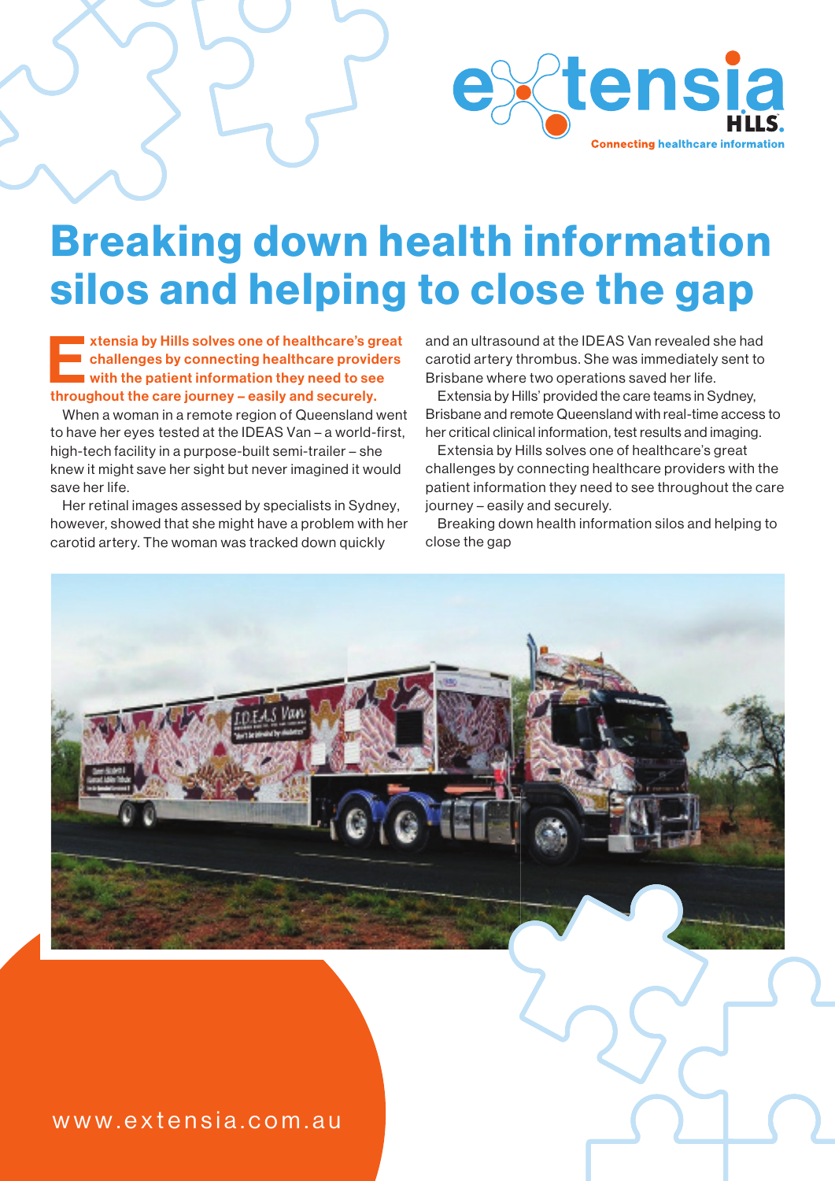extensia
HILLS.
Connecting healthcare information

# Breaking down health information silos and helping to close the gap

**Extensia by Hills solves one of healthcare's great challenges by connecting healthcare providers with the patient information they need to see throughout the care journey – easily and securely.**

When a woman in a remote region of Queensland went to have her eyes tested at the IDEAS Van – a world-first, high-tech facility in a purpose-built semi-trailer – she knew it might save her sight but never imagined it would save her life.

Her retinal images assessed by specialists in Sydney, however, showed that she might have a problem with her carotid artery. The woman was tracked down quickly and an ultrasound at the IDEAS Van revealed she had carotid artery thrombus. She was immediately sent to Brisbane where two operations saved her life.

Extensia by Hills' provided the care teams in Sydney, Brisbane and remote Queensland with real-time access to her critical clinical information, test results and imaging.

Extensia by Hills solves one of healthcare's great challenges by connecting healthcare providers with the patient information they need to see throughout the care journey – easily and securely.

Breaking down health information silos and helping to close the gap

www.extensia.com.au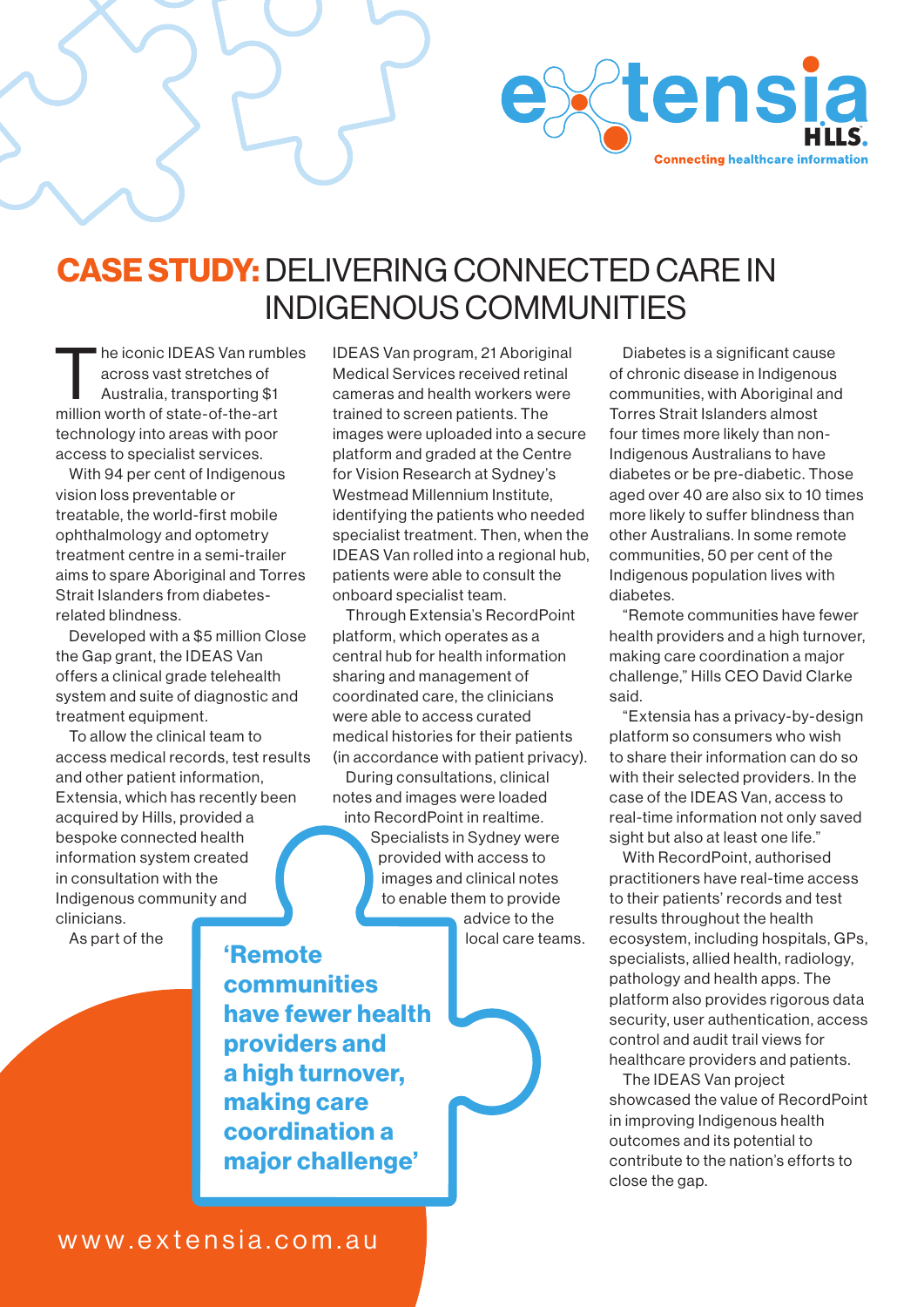# CASE STUDY: DELIVERING CONNECTED CARE IN INDIGENOUS COMMUNITIES

The iconic IDEAS Van rumbles across vast stretches of Australia, transporting $1 million worth of state-of-the-art technology into areas with poor access to specialist services.

With 94 per cent of Indigenous vision loss preventable or treatable, the world-first mobile ophthalmology and optometry treatment centre in a semi-trailer aims to spare Aboriginal and Torres Strait Islanders from diabetes-related blindness.

Developed with a $5 million Close the Gap grant, the IDEAS Van offers a clinical grade telehealth system and suite of diagnostic and treatment equipment.

To allow the clinical team to access medical records, test results and other patient information, Extensia, which has recently been acquired by Hills, provided a bespoke connected health information system created in consultation with the Indigenous community and clinicians.

As part of the IDEAS Van program, 21 Aboriginal Medical Services received retinal cameras and health workers were trained to screen patients. The images were uploaded into a secure platform and graded at the Centre for Vision Research at Sydney's Westmead Millennium Institute, identifying the patients who needed specialist treatment. Then, when the IDEAS Van rolled into a regional hub, patients were able to consult the onboard specialist team.

Through Extensia's RecordPoint platform, which operates as a central hub for health information sharing and management of coordinated care, the clinicians were able to access curated medical histories for their patients (in accordance with patient privacy).

During consultations, clinical notes and images were loaded into RecordPoint in realtime. Specialists in Sydney were provided with access to images and clinical notes to enable them to provide advice to the local care teams.

**'Remote communities have fewer health providers and a high turnover, making care coordination a major challenge'**

Diabetes is a significant cause of chronic disease in Indigenous communities, with Aboriginal and Torres Strait Islanders almost four times more likely than non-Indigenous Australians to have diabetes or be pre-diabetic. Those aged over 40 are also six to 10 times more likely to suffer blindness than other Australians. In some remote communities, 50 per cent of the Indigenous population lives with diabetes.

"Remote communities have fewer health providers and a high turnover, making care coordination a major challenge," Hills CEO David Clarke said.

"Extensia has a privacy-by-design platform so consumers who wish to share their information can do so with their selected providers. In the case of the IDEAS Van, access to real-time information not only saved sight but also at least one life."

With RecordPoint, authorised practitioners have real-time access to their patients' records and test results throughout the health ecosystem, including hospitals, GPs, specialists, allied health, radiology, pathology and health apps. The platform also provides rigorous data security, user authentication, access control and audit trail views for healthcare providers and patients.

The IDEAS Van project showcased the value of RecordPoint in improving Indigenous health outcomes and its potential to contribute to the nation's efforts to close the gap.

www.extensia.com.au